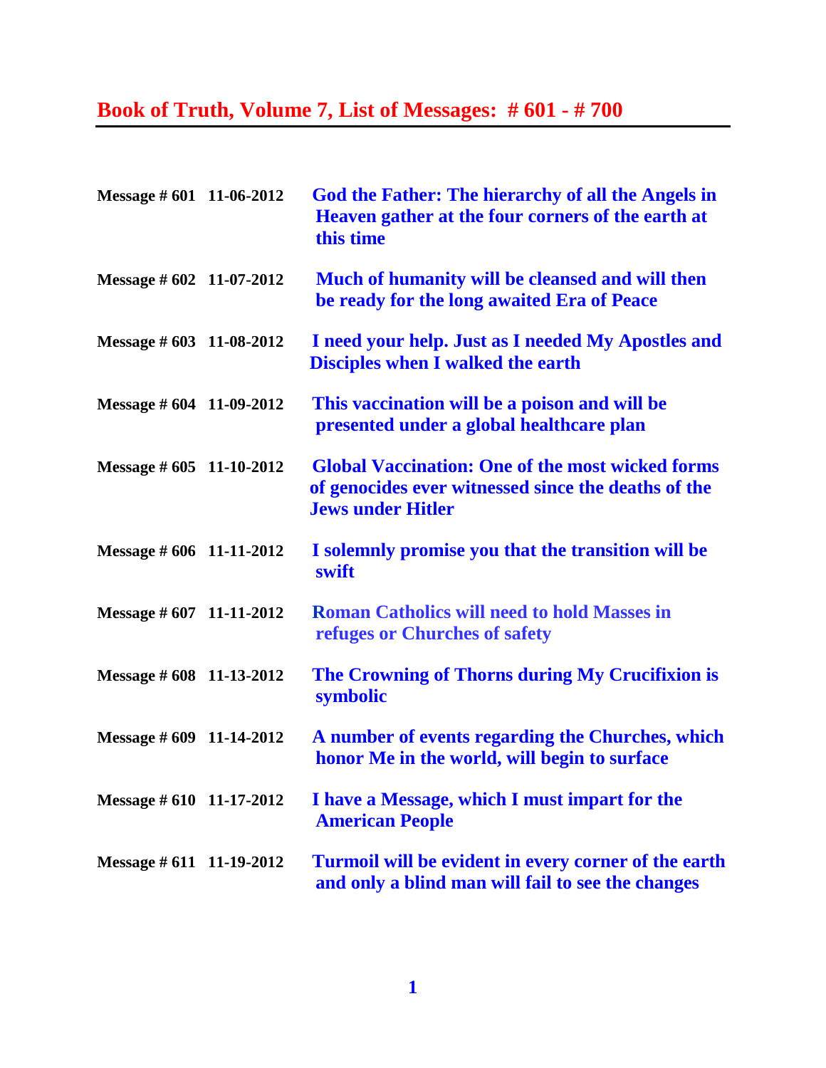# Book of Truth, Volume 7, List of Messages: # 601 - # 700

| | | |
|---|---|---|
| **Message # 601** | **11-06-2012** | **God the Father: The hierarchy of all the Angels in Heaven gather at the four corners of the earth at this time** |
| **Message # 602** | **11-07-2012** | **Much of humanity will be cleansed and will then be ready for the long awaited Era of Peace** |
| **Message # 603** | **11-08-2012** | **I need your help. Just as I needed My Apostles and Disciples when I walked the earth** |
| **Message # 604** | **11-09-2012** | **This vaccination will be a poison and will be presented under a global healthcare plan** |
| **Message # 605** | **11-10-2012** | **Global Vaccination: One of the most wicked forms of genocides ever witnessed since the deaths of the Jews under Hitler** |
| **Message # 606** | **11-11-2012** | **I solemnly promise you that the transition will be swift** |
| **Message # 607** | **11-11-2012** | **Roman Catholics will need to hold Masses in refuges or Churches of safety** |
| **Message # 608** | **11-13-2012** | **The Crowning of Thorns during My Crucifixion is symbolic** |
| **Message # 609** | **11-14-2012** | **A number of events regarding the Churches, which honor Me in the world, will begin to surface** |
| **Message # 610** | **11-17-2012** | **I have a Message, which I must impart for the American People** |
| **Message # 611** | **11-19-2012** | **Turmoil will be evident in every corner of the earth and only a blind man will fail to see the changes** |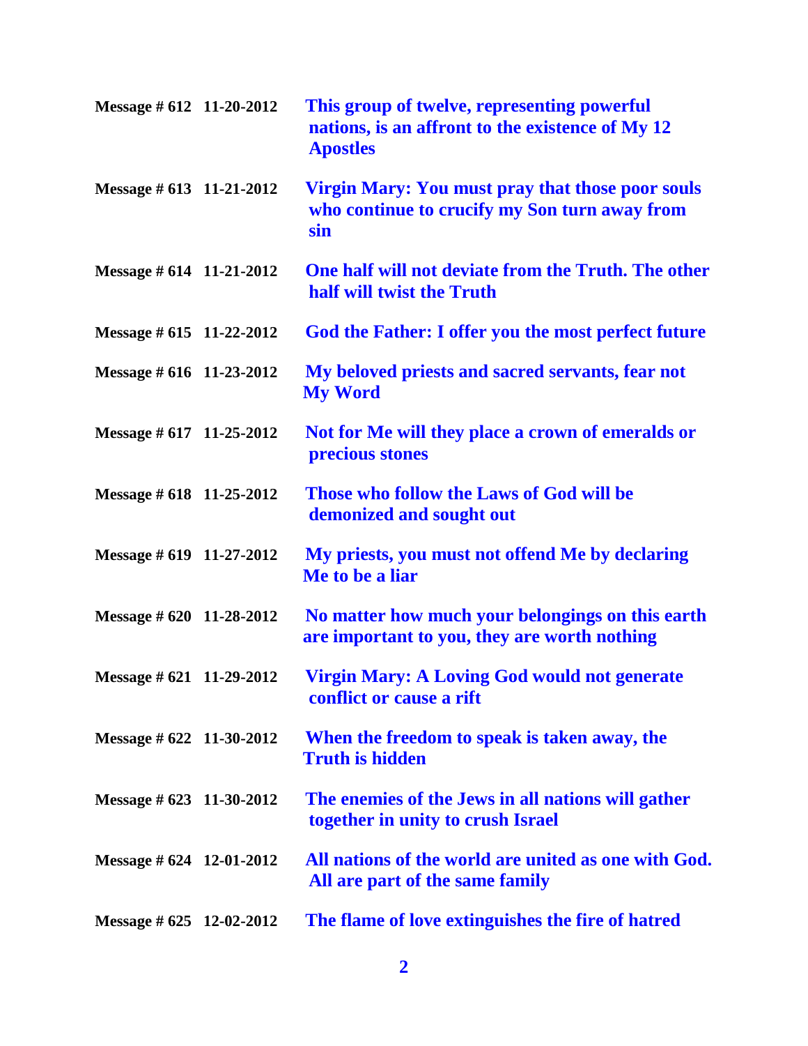| | | |
|---|---|---|
| **Message # 612** | **11-20-2012** | **This group of twelve, representing powerful nations, is an affront to the existence of My 12 Apostles** |
| **Message # 613** | **11-21-2012** | **Virgin Mary: You must pray that those poor souls who continue to crucify my Son turn away from sin** |
| **Message # 614** | **11-21-2012** | **One half will not deviate from the Truth. The other half will twist the Truth** |
| **Message # 615** | **11-22-2012** | **God the Father: I offer you the most perfect future** |
| **Message # 616** | **11-23-2012** | **My beloved priests and sacred servants, fear not My Word** |
| **Message # 617** | **11-25-2012** | **Not for Me will they place a crown of emeralds or precious stones** |
| **Message # 618** | **11-25-2012** | **Those who follow the Laws of God will be demonized and sought out** |
| **Message # 619** | **11-27-2012** | **My priests, you must not offend Me by declaring Me to be a liar** |
| **Message # 620** | **11-28-2012** | **No matter how much your belongings on this earth are important to you, they are worth nothing** |
| **Message # 621** | **11-29-2012** | **Virgin Mary: A Loving God would not generate conflict or cause a rift** |
| **Message # 622** | **11-30-2012** | **When the freedom to speak is taken away, the Truth is hidden** |
| **Message # 623** | **11-30-2012** | **The enemies of the Jews in all nations will gather together in unity to crush Israel** |
| **Message # 624** | **12-01-2012** | **All nations of the world are united as one with God. All are part of the same family** |
| **Message # 625** | **12-02-2012** | **The flame of love extinguishes the fire of hatred** |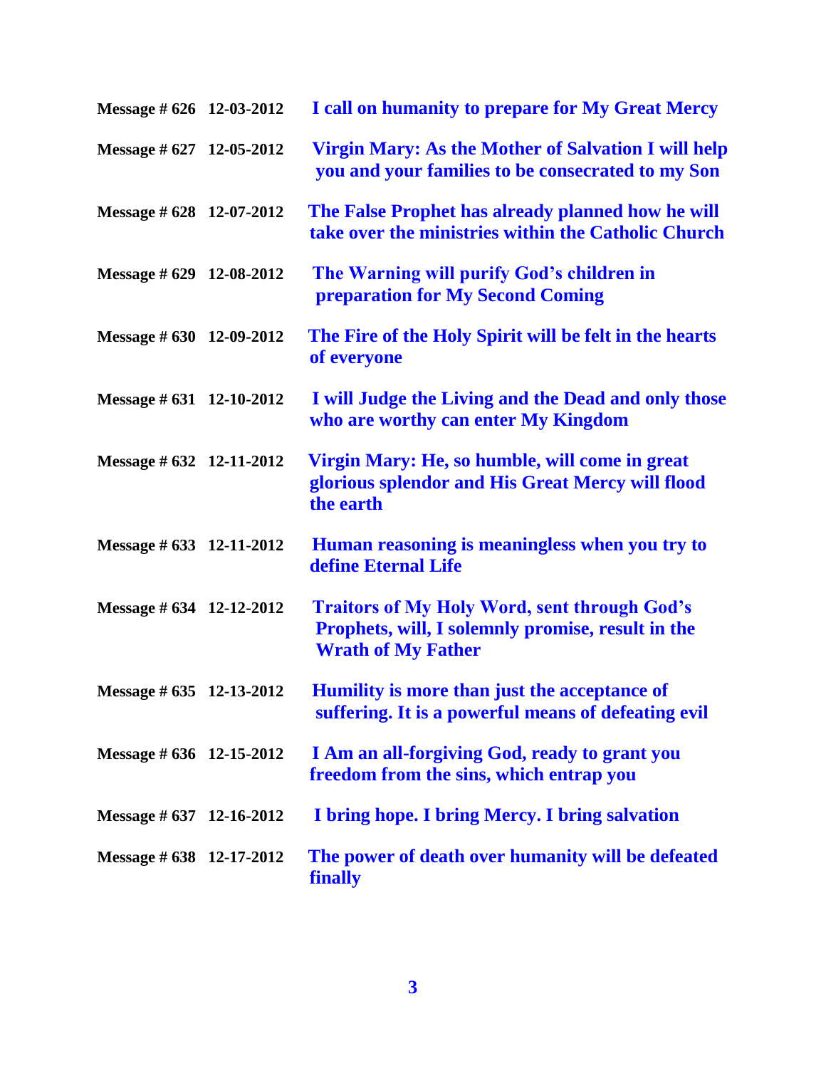| | | |
|---|---|---|
| **Message # 626** | **12-03-2012** | **I call on humanity to prepare for My Great Mercy** |
| **Message # 627** | **12-05-2012** | **Virgin Mary: As the Mother of Salvation I will help you and your families to be consecrated to my Son** |
| **Message # 628** | **12-07-2012** | **The False Prophet has already planned how he will take over the ministries within the Catholic Church** |
| **Message # 629** | **12-08-2012** | **The Warning will purify God's children in preparation for My Second Coming** |
| **Message # 630** | **12-09-2012** | **The Fire of the Holy Spirit will be felt in the hearts of everyone** |
| **Message # 631** | **12-10-2012** | **I will Judge the Living and the Dead and only those who are worthy can enter My Kingdom** |
| **Message # 632** | **12-11-2012** | **Virgin Mary: He, so humble, will come in great glorious splendor and His Great Mercy will flood the earth** |
| **Message # 633** | **12-11-2012** | **Human reasoning is meaningless when you try to define Eternal Life** |
| **Message # 634** | **12-12-2012** | **Traitors of My Holy Word, sent through God's Prophets, will, I solemnly promise, result in the Wrath of My Father** |
| **Message # 635** | **12-13-2012** | **Humility is more than just the acceptance of suffering. It is a powerful means of defeating evil** |
| **Message # 636** | **12-15-2012** | **I Am an all-forgiving God, ready to grant you freedom from the sins, which entrap you** |
| **Message # 637** | **12-16-2012** | **I bring hope. I bring Mercy. I bring salvation** |
| **Message # 638** | **12-17-2012** | **The power of death over humanity will be defeated finally** |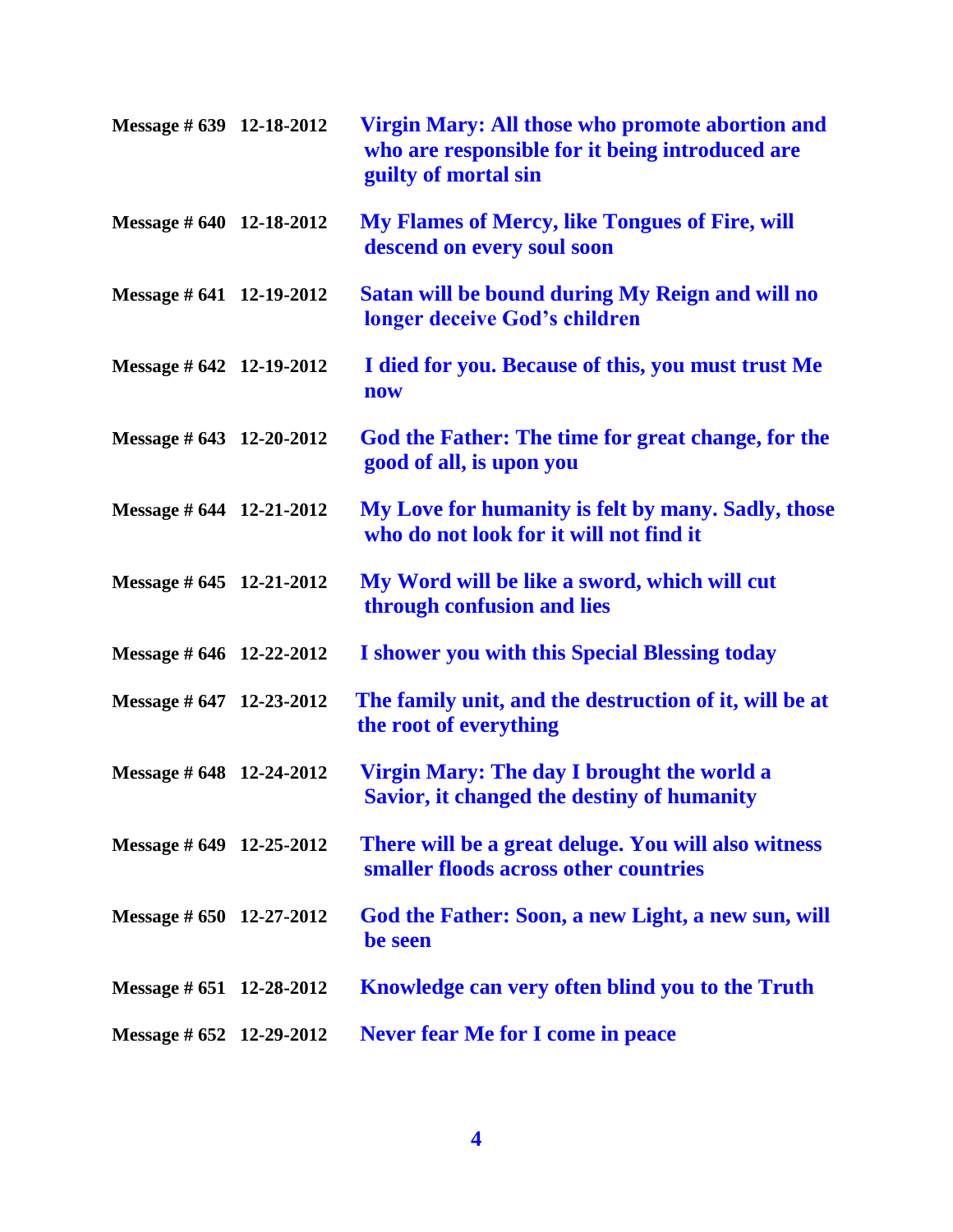| | | |
|---|---|---|
| **Message # 639** | **12-18-2012** | **Virgin Mary: All those who promote abortion and who are responsible for it being introduced are guilty of mortal sin** |
| **Message # 640** | **12-18-2012** | **My Flames of Mercy, like Tongues of Fire, will descend on every soul soon** |
| **Message # 641** | **12-19-2012** | **Satan will be bound during My Reign and will no longer deceive God's children** |
| **Message # 642** | **12-19-2012** | **I died for you. Because of this, you must trust Me now** |
| **Message # 643** | **12-20-2012** | **God the Father: The time for great change, for the good of all, is upon you** |
| **Message # 644** | **12-21-2012** | **My Love for humanity is felt by many. Sadly, those who do not look for it will not find it** |
| **Message # 645** | **12-21-2012** | **My Word will be like a sword, which will cut through confusion and lies** |
| **Message # 646** | **12-22-2012** | **I shower you with this Special Blessing today** |
| **Message # 647** | **12-23-2012** | **The family unit, and the destruction of it, will be at the root of everything** |
| **Message # 648** | **12-24-2012** | **Virgin Mary: The day I brought the world a Savior, it changed the destiny of humanity** |
| **Message # 649** | **12-25-2012** | **There will be a great deluge. You will also witness smaller floods across other countries** |
| **Message # 650** | **12-27-2012** | **God the Father: Soon, a new Light, a new sun, will be seen** |
| **Message # 651** | **12-28-2012** | **Knowledge can very often blind you to the Truth** |
| **Message # 652** | **12-29-2012** | **Never fear Me for I come in peace** |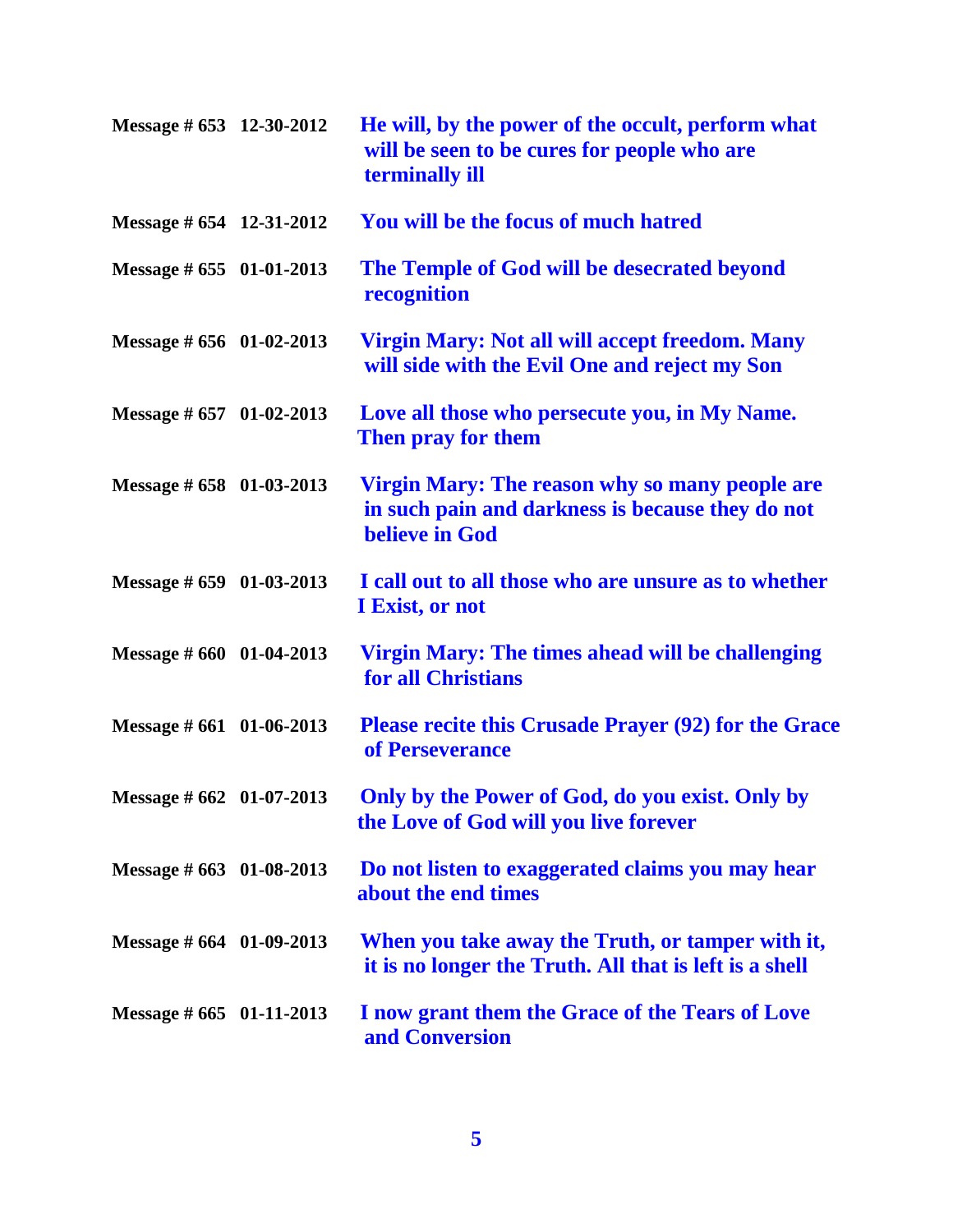| | | |
|---|---|---|
| **Message # 653** | **12-30-2012** | **He will, by the power of the occult, perform what will be seen to be cures for people who are terminally ill** |
| **Message # 654** | **12-31-2012** | **You will be the focus of much hatred** |
| **Message # 655** | **01-01-2013** | **The Temple of God will be desecrated beyond recognition** |
| **Message # 656** | **01-02-2013** | **Virgin Mary: Not all will accept freedom. Many will side with the Evil One and reject my Son** |
| **Message # 657** | **01-02-2013** | **Love all those who persecute you, in My Name. Then pray for them** |
| **Message # 658** | **01-03-2013** | **Virgin Mary: The reason why so many people are in such pain and darkness is because they do not believe in God** |
| **Message # 659** | **01-03-2013** | **I call out to all those who are unsure as to whether I Exist, or not** |
| **Message # 660** | **01-04-2013** | **Virgin Mary: The times ahead will be challenging for all Christians** |
| **Message # 661** | **01-06-2013** | **Please recite this Crusade Prayer (92) for the Grace of Perseverance** |
| **Message # 662** | **01-07-2013** | **Only by the Power of God, do you exist. Only by the Love of God will you live forever** |
| **Message # 663** | **01-08-2013** | **Do not listen to exaggerated claims you may hear about the end times** |
| **Message # 664** | **01-09-2013** | **When you take away the Truth, or tamper with it, it is no longer the Truth. All that is left is a shell** |
| **Message # 665** | **01-11-2013** | **I now grant them the Grace of the Tears of Love and Conversion** |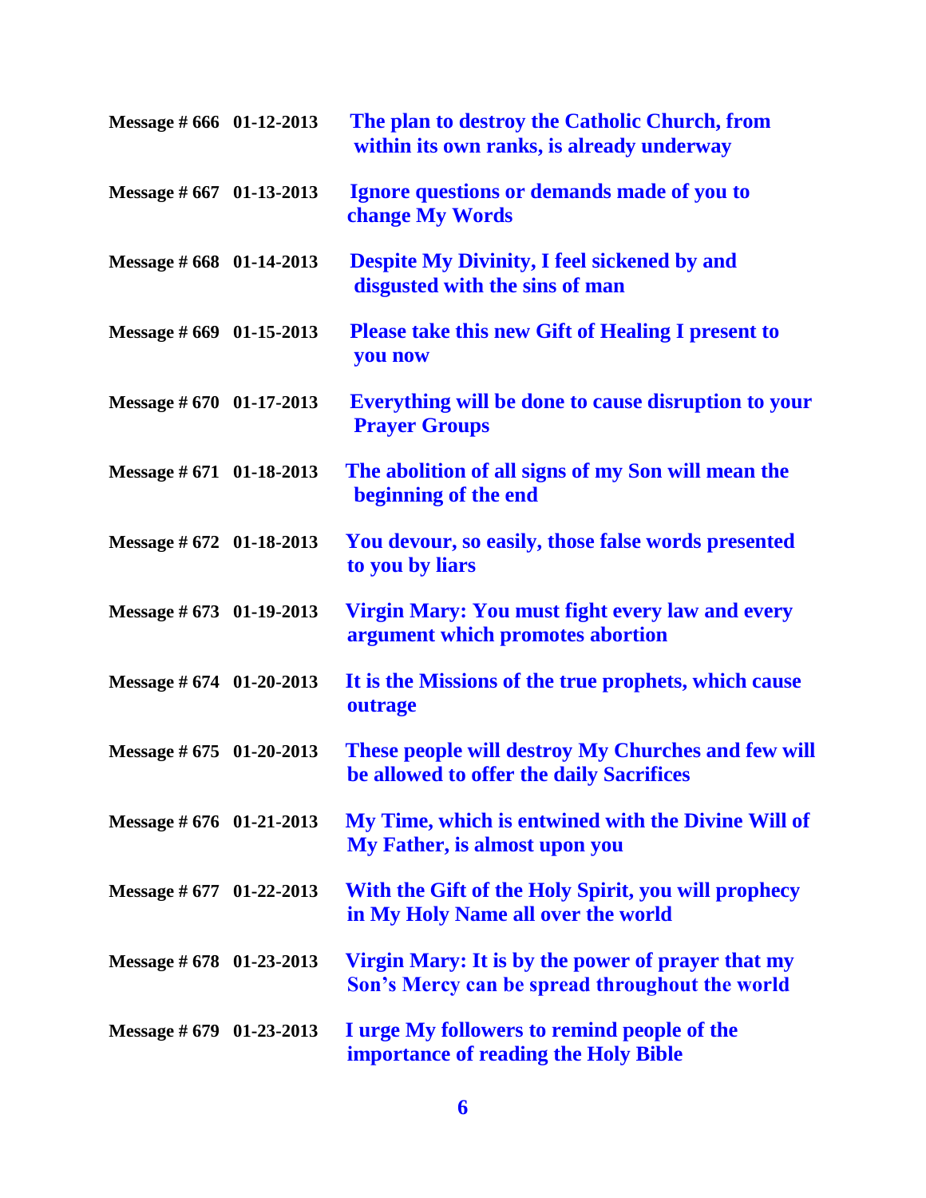| | | |
|---|---|---|
| **Message # 666** | **01-12-2013** | **The plan to destroy the Catholic Church, from within its own ranks, is already underway** |
| **Message # 667** | **01-13-2013** | **Ignore questions or demands made of you to change My Words** |
| **Message # 668** | **01-14-2013** | **Despite My Divinity, I feel sickened by and disgusted with the sins of man** |
| **Message # 669** | **01-15-2013** | **Please take this new Gift of Healing I present to you now** |
| **Message # 670** | **01-17-2013** | **Everything will be done to cause disruption to your Prayer Groups** |
| **Message # 671** | **01-18-2013** | **The abolition of all signs of my Son will mean the beginning of the end** |
| **Message # 672** | **01-18-2013** | **You devour, so easily, those false words presented to you by liars** |
| **Message # 673** | **01-19-2013** | **Virgin Mary: You must fight every law and every argument which promotes abortion** |
| **Message # 674** | **01-20-2013** | **It is the Missions of the true prophets, which cause outrage** |
| **Message # 675** | **01-20-2013** | **These people will destroy My Churches and few will be allowed to offer the daily Sacrifices** |
| **Message # 676** | **01-21-2013** | **My Time, which is entwined with the Divine Will of My Father, is almost upon you** |
| **Message # 677** | **01-22-2013** | **With the Gift of the Holy Spirit, you will prophecy in My Holy Name all over the world** |
| **Message # 678** | **01-23-2013** | **Virgin Mary: It is by the power of prayer that my Son's Mercy can be spread throughout the world** |
| **Message # 679** | **01-23-2013** | **I urge My followers to remind people of the importance of reading the Holy Bible** |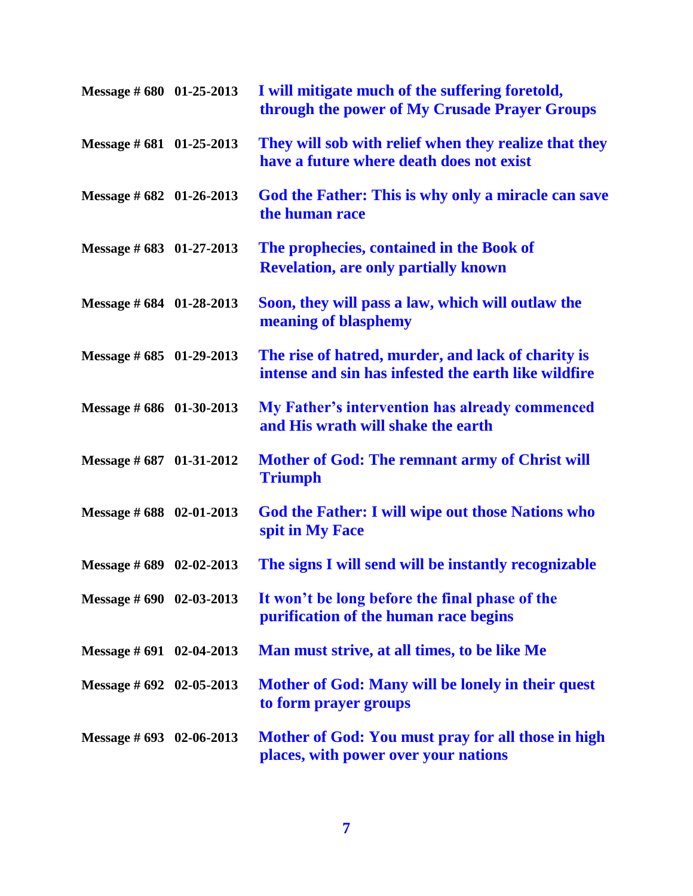| | | |
|---|---|---|
| **Message # 680** | **01-25-2013** | **I will mitigate much of the suffering foretold, through the power of My Crusade Prayer Groups** |
| **Message # 681** | **01-25-2013** | **They will sob with relief when they realize that they have a future where death does not exist** |
| **Message # 682** | **01-26-2013** | **God the Father: This is why only a miracle can save the human race** |
| **Message # 683** | **01-27-2013** | **The prophecies, contained in the Book of Revelation, are only partially known** |
| **Message # 684** | **01-28-2013** | **Soon, they will pass a law, which will outlaw the meaning of blasphemy** |
| **Message # 685** | **01-29-2013** | **The rise of hatred, murder, and lack of charity is intense and sin has infested the earth like wildfire** |
| **Message # 686** | **01-30-2013** | **My Father's intervention has already commenced and His wrath will shake the earth** |
| **Message # 687** | **01-31-2012** | **Mother of God: The remnant army of Christ will Triumph** |
| **Message # 688** | **02-01-2013** | **God the Father: I will wipe out those Nations who spit in My Face** |
| **Message # 689** | **02-02-2013** | **The signs I will send will be instantly recognizable** |
| **Message # 690** | **02-03-2013** | **It won't be long before the final phase of the purification of the human race begins** |
| **Message # 691** | **02-04-2013** | **Man must strive, at all times, to be like Me** |
| **Message # 692** | **02-05-2013** | **Mother of God: Many will be lonely in their quest to form prayer groups** |
| **Message # 693** | **02-06-2013** | **Mother of God: You must pray for all those in high places, with power over your nations** |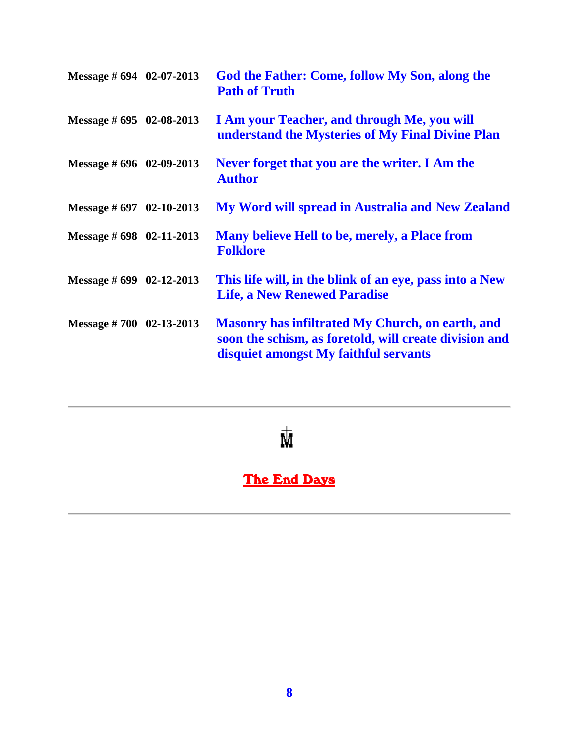| | | |
|---|---|---|
| **Message # 694** | **02-07-2013** | **God the Father: Come, follow My Son, along the Path of Truth** |
| **Message # 695** | **02-08-2013** | **I Am your Teacher, and through Me, you will understand the Mysteries of My Final Divine Plan** |
| **Message # 696** | **02-09-2013** | **Never forget that you are the writer. I Am the Author** |
| **Message # 697** | **02-10-2013** | **My Word will spread in Australia and New Zealand** |
| **Message # 698** | **02-11-2013** | **Many believe Hell to be, merely, a Place from Folklore** |
| **Message # 699** | **02-12-2013** | **This life will, in the blink of an eye, pass into a New Life, a New Renewed Paradise** |
| **Message # 700** | **02-13-2013** | **Masonry has infiltrated My Church, on earth, and soon the schism, as foretold, will create division and disquiet amongst My faithful servants** |

---

**The End Days**

---